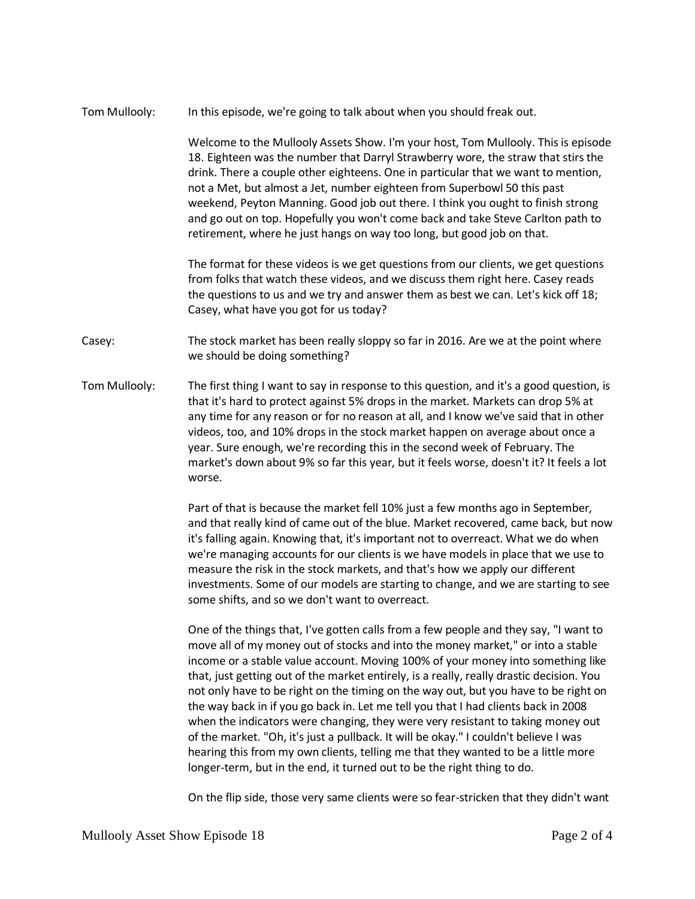**Tom Mullooly:** In this episode, we're going to talk about when you should freak out.

Welcome to the Mullooly Assets Show. I'm your host, Tom Mullooly. This is episode 18. Eighteen was the number that Darryl Strawberry wore, the straw that stirs the drink. There a couple other eighteens. One in particular that we want to mention, not a Met, but almost a Jet, number eighteen from Superbowl 50 this past weekend, Peyton Manning. Good job out there. I think you ought to finish strong and go out on top. Hopefully you won't come back and take Steve Carlton path to retirement, where he just hangs on way too long, but good job on that.

The format for these videos is we get questions from our clients, we get questions from folks that watch these videos, and we discuss them right here. Casey reads the questions to us and we try and answer them as best we can. Let's kick off 18; Casey, what have you got for us today?

**Casey:** The stock market has been really sloppy so far in 2016. Are we at the point where we should be doing something?

**Tom Mullooly:** The first thing I want to say in response to this question, and it's a good question, is that it's hard to protect against 5% drops in the market. Markets can drop 5% at any time for any reason or for no reason at all, and I know we've said that in other videos, too, and 10% drops in the stock market happen on average about once a year. Sure enough, we're recording this in the second week of February. The market's down about 9% so far this year, but it feels worse, doesn't it? It feels a lot worse.

Part of that is because the market fell 10% just a few months ago in September, and that really kind of came out of the blue. Market recovered, came back, but now it's falling again. Knowing that, it's important not to overreact. What we do when we're managing accounts for our clients is we have models in place that we use to measure the risk in the stock markets, and that's how we apply our different investments. Some of our models are starting to change, and we are starting to see some shifts, and so we don't want to overreact.

One of the things that, I've gotten calls from a few people and they say, "I want to move all of my money out of stocks and into the money market," or into a stable income or a stable value account. Moving 100% of your money into something like that, just getting out of the market entirely, is a really, really drastic decision. You not only have to be right on the timing on the way out, but you have to be right on the way back in if you go back in. Let me tell you that I had clients back in 2008 when the indicators were changing, they were very resistant to taking money out of the market. "Oh, it's just a pullback. It will be okay." I couldn't believe I was hearing this from my own clients, telling me that they wanted to be a little more longer-term, but in the end, it turned out to be the right thing to do.

On the flip side, those very same clients were so fear-stricken that they didn't want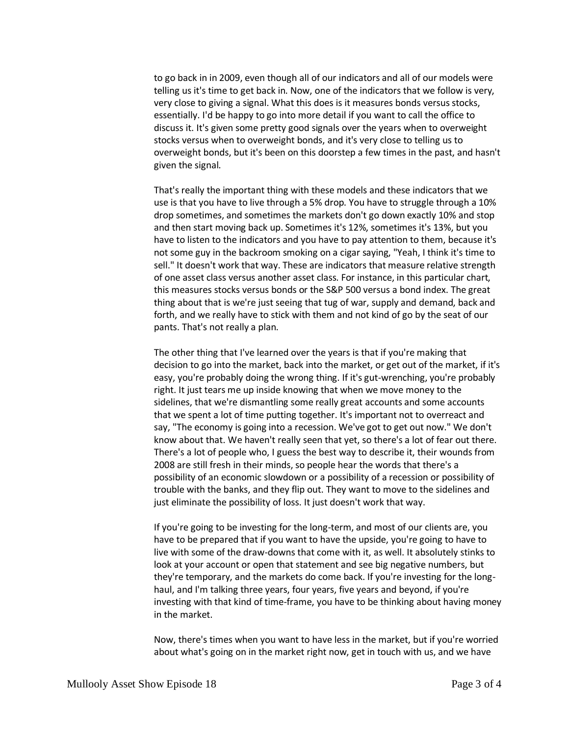to go back in in 2009, even though all of our indicators and all of our models were telling us it's time to get back in. Now, one of the indicators that we follow is very, very close to giving a signal. What this does is it measures bonds versus stocks, essentially. I'd be happy to go into more detail if you want to call the office to discuss it. It's given some pretty good signals over the years when to overweight stocks versus when to overweight bonds, and it's very close to telling us to overweight bonds, but it's been on this doorstep a few times in the past, and hasn't given the signal.

That's really the important thing with these models and these indicators that we use is that you have to live through a 5% drop. You have to struggle through a 10% drop sometimes, and sometimes the markets don't go down exactly 10% and stop and then start moving back up. Sometimes it's 12%, sometimes it's 13%, but you have to listen to the indicators and you have to pay attention to them, because it's not some guy in the backroom smoking on a cigar saying, "Yeah, I think it's time to sell." It doesn't work that way. These are indicators that measure relative strength of one asset class versus another asset class. For instance, in this particular chart, this measures stocks versus bonds or the S&P 500 versus a bond index. The great thing about that is we're just seeing that tug of war, supply and demand, back and forth, and we really have to stick with them and not kind of go by the seat of our pants. That's not really a plan.

The other thing that I've learned over the years is that if you're making that decision to go into the market, back into the market, or get out of the market, if it's easy, you're probably doing the wrong thing. If it's gut-wrenching, you're probably right. It just tears me up inside knowing that when we move money to the sidelines, that we're dismantling some really great accounts and some accounts that we spent a lot of time putting together. It's important not to overreact and say, "The economy is going into a recession. We've got to get out now." We don't know about that. We haven't really seen that yet, so there's a lot of fear out there. There's a lot of people who, I guess the best way to describe it, their wounds from 2008 are still fresh in their minds, so people hear the words that there's a possibility of an economic slowdown or a possibility of a recession or possibility of trouble with the banks, and they flip out. They want to move to the sidelines and just eliminate the possibility of loss. It just doesn't work that way.

If you're going to be investing for the long-term, and most of our clients are, you have to be prepared that if you want to have the upside, you're going to have to live with some of the draw-downs that come with it, as well. It absolutely stinks to look at your account or open that statement and see big negative numbers, but they're temporary, and the markets do come back. If you're investing for the long-haul, and I'm talking three years, four years, five years and beyond, if you're investing with that kind of time-frame, you have to be thinking about having money in the market.

Now, there's times when you want to have less in the market, but if you're worried about what's going on in the market right now, get in touch with us, and we have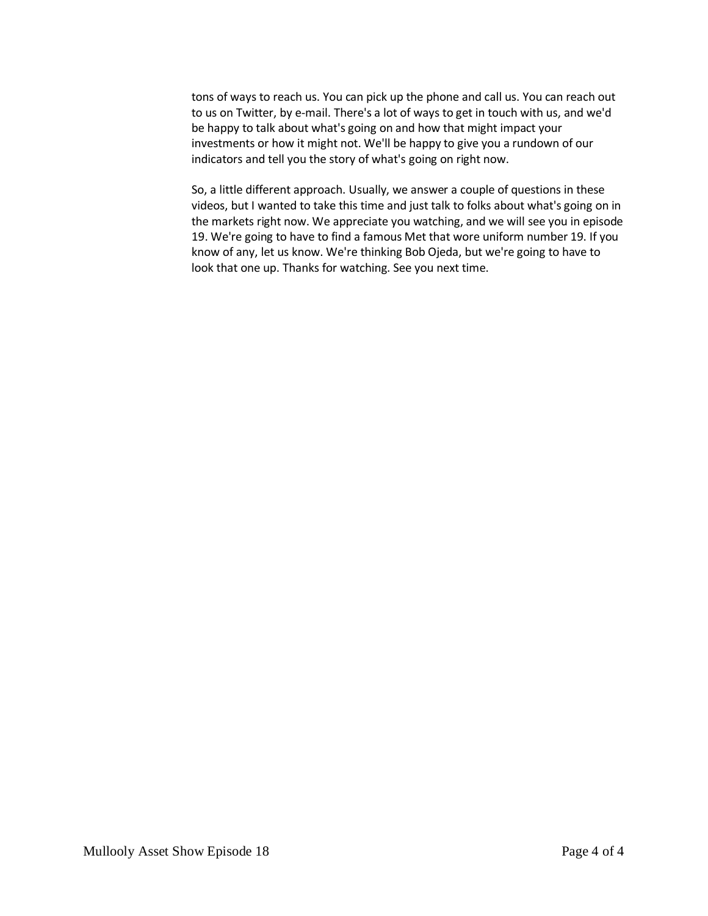tons of ways to reach us. You can pick up the phone and call us. You can reach out to us on Twitter, by e-mail. There's a lot of ways to get in touch with us, and we'd be happy to talk about what's going on and how that might impact your investments or how it might not. We'll be happy to give you a rundown of our indicators and tell you the story of what's going on right now.

So, a little different approach. Usually, we answer a couple of questions in these videos, but I wanted to take this time and just talk to folks about what's going on in the markets right now. We appreciate you watching, and we will see you in episode 19. We're going to have to find a famous Met that wore uniform number 19. If you know of any, let us know. We're thinking Bob Ojeda, but we're going to have to look that one up. Thanks for watching. See you next time.